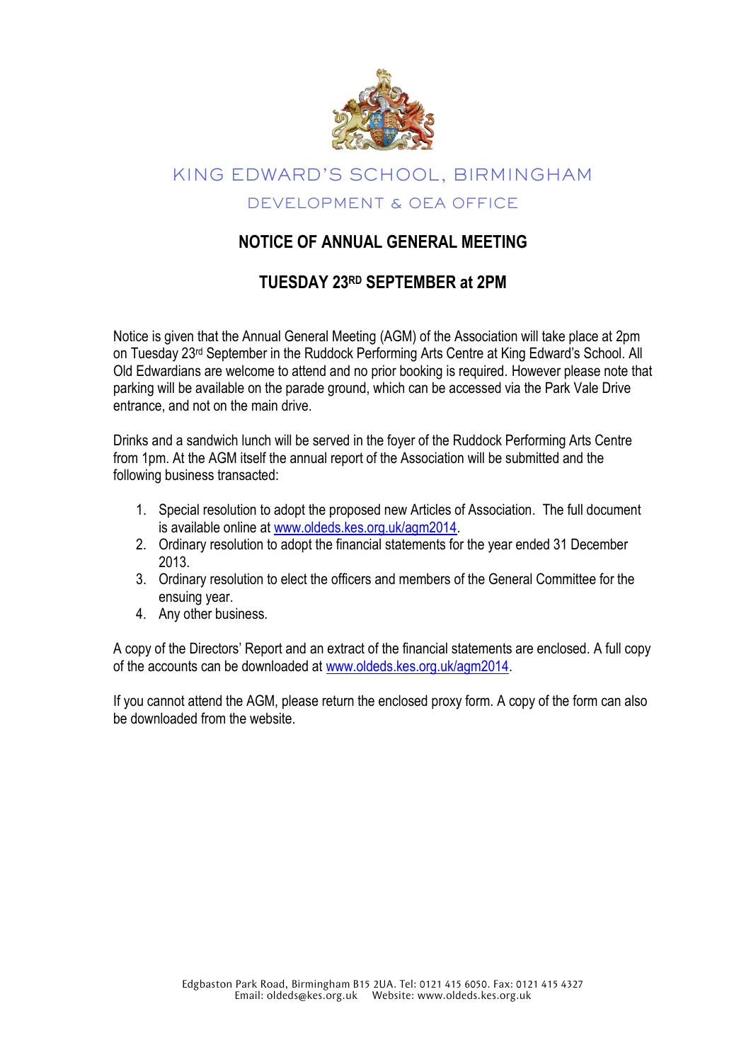KING EDWARD'S SCHOOL, BIRMINGHAM

DEVELOPMENT & OEA OFFICE

# NOTICE OF ANNUAL GENERAL MEETING

## TUESDAY 23RD SEPTEMBER at 2PM

Notice is given that the Annual General Meeting (AGM) of the Association will take place at 2pm on Tuesday 23rd September in the Ruddock Performing Arts Centre at King Edward's School. All Old Edwardians are welcome to attend and no prior booking is required. However please note that parking will be available on the parade ground, which can be accessed via the Park Vale Drive entrance, and not on the main drive.

Drinks and a sandwich lunch will be served in the foyer of the Ruddock Performing Arts Centre from 1pm. At the AGM itself the annual report of the Association will be submitted and the following business transacted:

1. Special resolution to adopt the proposed new Articles of Association. The full document is available online at www.oldeds.kes.org.uk/agm2014.
2. Ordinary resolution to adopt the financial statements for the year ended 31 December 2013.
3. Ordinary resolution to elect the officers and members of the General Committee for the ensuing year.
4. Any other business.

A copy of the Directors' Report and an extract of the financial statements are enclosed. A full copy of the accounts can be downloaded at www.oldeds.kes.org.uk/agm2014.

If you cannot attend the AGM, please return the enclosed proxy form. A copy of the form can also be downloaded from the website.

Edgbaston Park Road, Birmingham B15 2UA. Tel: 0121 415 6050. Fax: 0121 415 4327
Email: oldeds@kes.org.uk Website: www.oldeds.kes.org.uk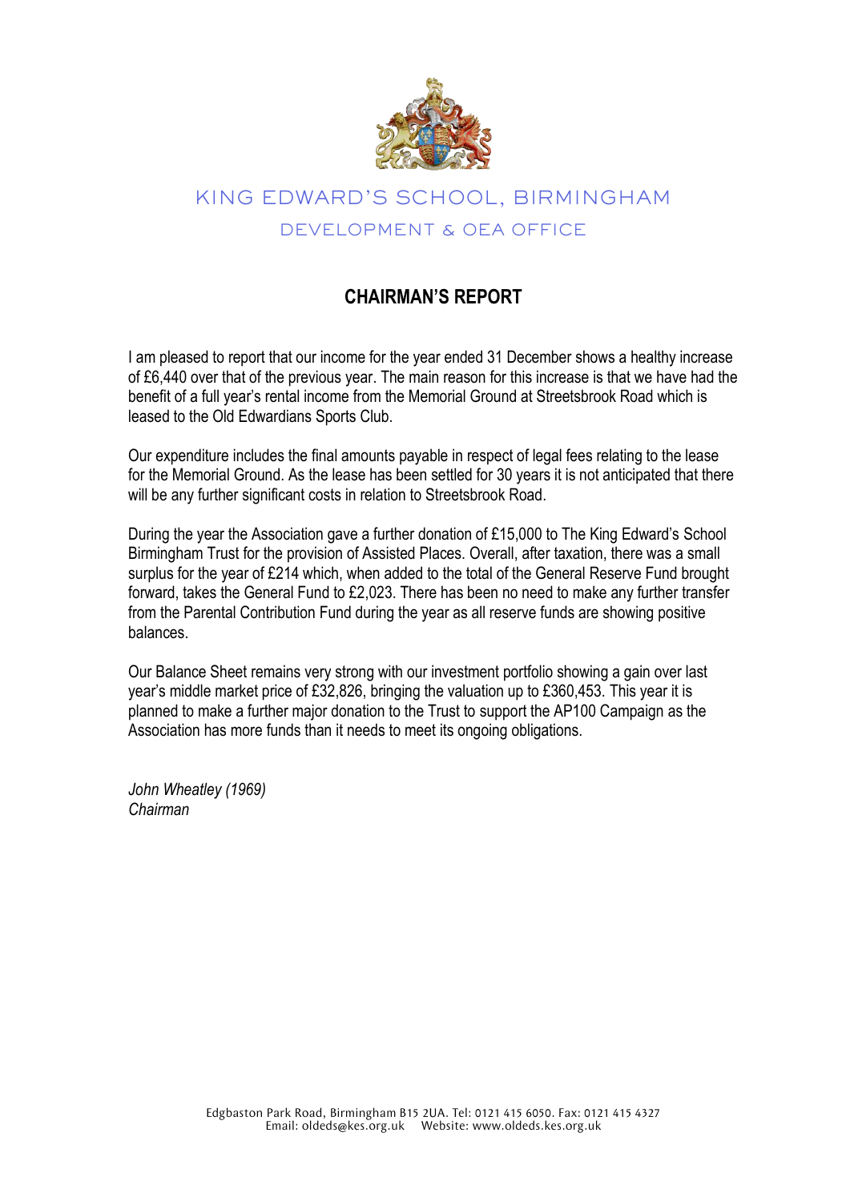KING EDWARD'S SCHOOL, BIRMINGHAM

DEVELOPMENT & OEA OFFICE

## CHAIRMAN'S REPORT

I am pleased to report that our income for the year ended 31 December shows a healthy increase of £6,440 over that of the previous year. The main reason for this increase is that we have had the benefit of a full year's rental income from the Memorial Ground at Streetsbrook Road which is leased to the Old Edwardians Sports Club.

Our expenditure includes the final amounts payable in respect of legal fees relating to the lease for the Memorial Ground. As the lease has been settled for 30 years it is not anticipated that there will be any further significant costs in relation to Streetsbrook Road.

During the year the Association gave a further donation of £15,000 to The King Edward's School Birmingham Trust for the provision of Assisted Places. Overall, after taxation, there was a small surplus for the year of £214 which, when added to the total of the General Reserve Fund brought forward, takes the General Fund to £2,023. There has been no need to make any further transfer from the Parental Contribution Fund during the year as all reserve funds are showing positive balances.

Our Balance Sheet remains very strong with our investment portfolio showing a gain over last year's middle market price of £32,826, bringing the valuation up to £360,453. This year it is planned to make a further major donation to the Trust to support the AP100 Campaign as the Association has more funds than it needs to meet its ongoing obligations.

*John Wheatley (1969)*
*Chairman*

Edgbaston Park Road, Birmingham B15 2UA. Tel: 0121 415 6050. Fax: 0121 415 4327
Email: oldeds@kes.org.uk Website: www.oldeds.kes.org.uk